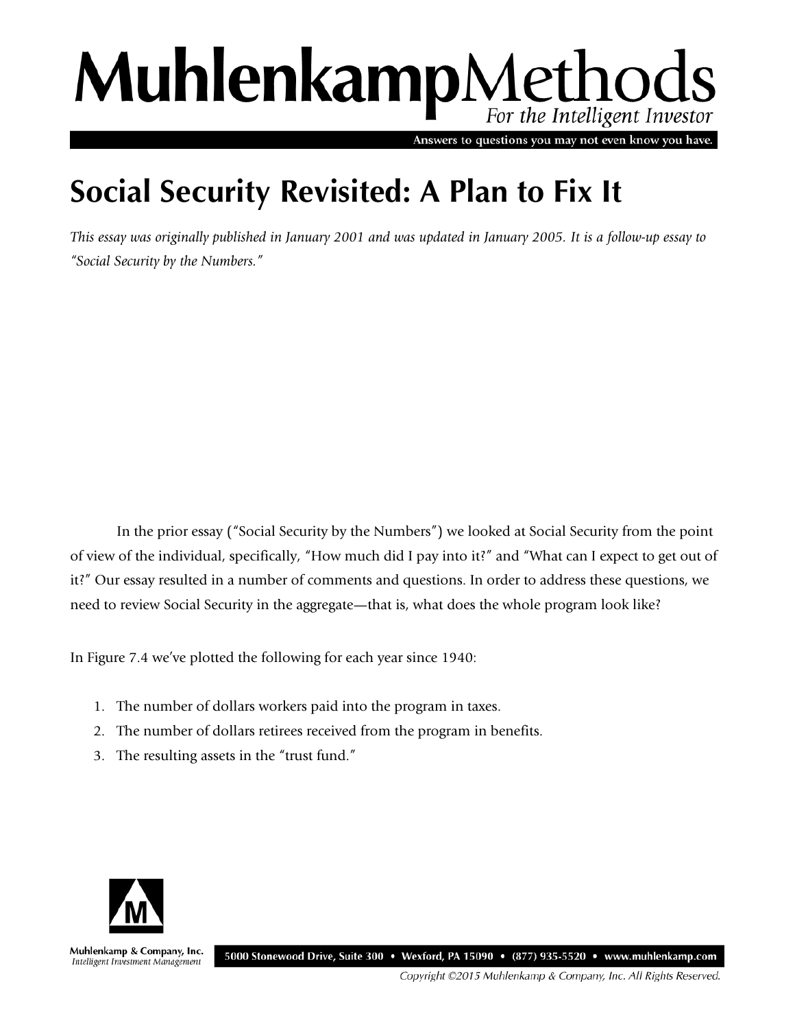# Social Security Revisited: A Plan to Fix It

*This essay was originally published in January 2001 and was updated in January 2005. It is a follow-up essay to "Social Security by the Numbers."*

In the prior essay ("Social Security by the Numbers") we looked at Social Security from the point of view of the individual, specifically, "How much did I pay into it?" and "What can I expect to get out of it?" Our essay resulted in a number of comments and questions. In order to address these questions, we need to review Social Security in the aggregate—that is, what does the whole program look like?

In Figure 7.4 we've plotted the following for each year since 1940:

1. The number of dollars workers paid into the program in taxes.
2. The number of dollars retirees received from the program in benefits.
3. The resulting assets in the "trust fund."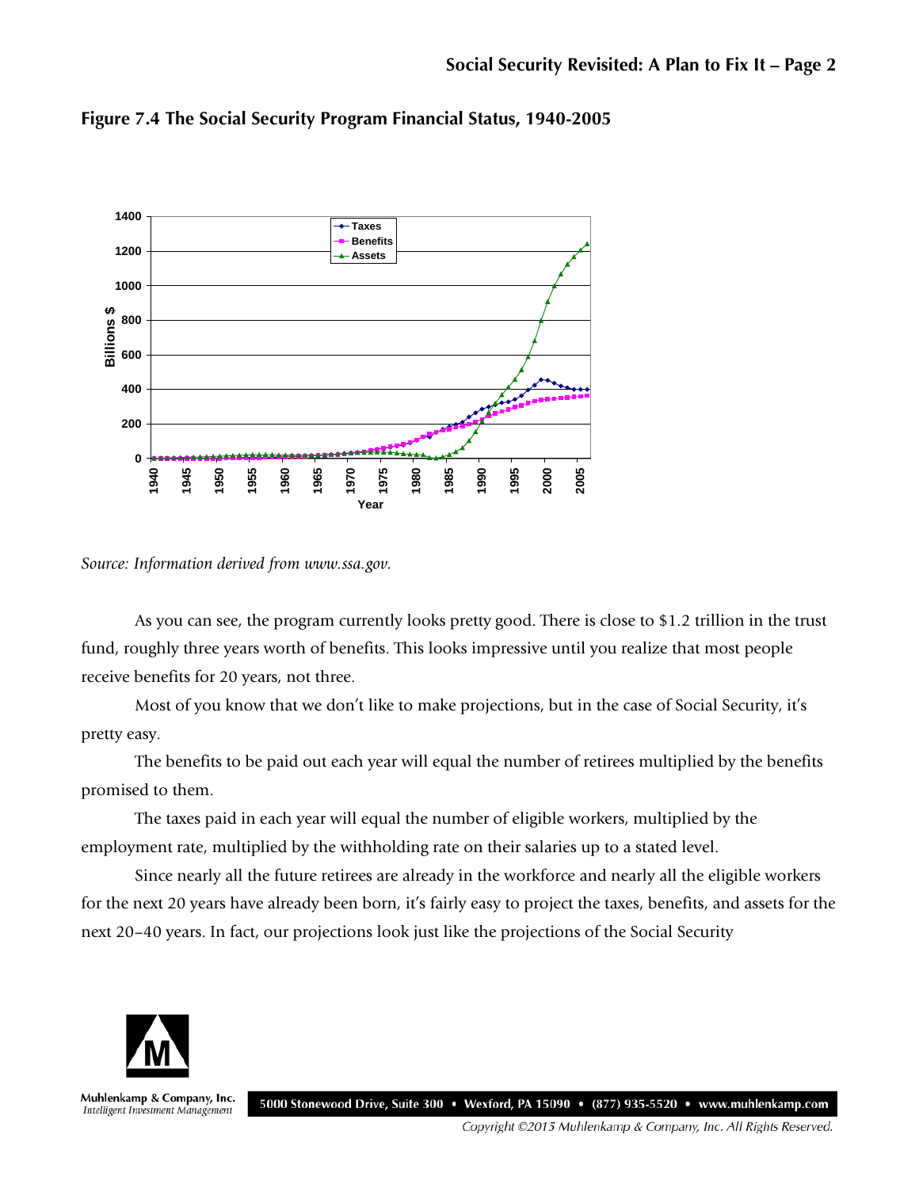**Figure 7.4 The Social Security Program Financial Status, 1940-2005**

*Source: Information derived from www.ssa.gov.*

As you can see, the program currently looks pretty good. There is close to $1.2 trillion in the trust fund, roughly three years worth of benefits. This looks impressive until you realize that most people receive benefits for 20 years, not three.

Most of you know that we don't like to make projections, but in the case of Social Security, it's pretty easy.

The benefits to be paid out each year will equal the number of retirees multiplied by the benefits promised to them.

The taxes paid in each year will equal the number of eligible workers, multiplied by the employment rate, multiplied by the withholding rate on their salaries up to a stated level.

Since nearly all the future retirees are already in the workforce and nearly all the eligible workers for the next 20 years have already been born, it's fairly easy to project the taxes, benefits, and assets for the next 20–40 years. In fact, our projections look just like the projections of the Social Security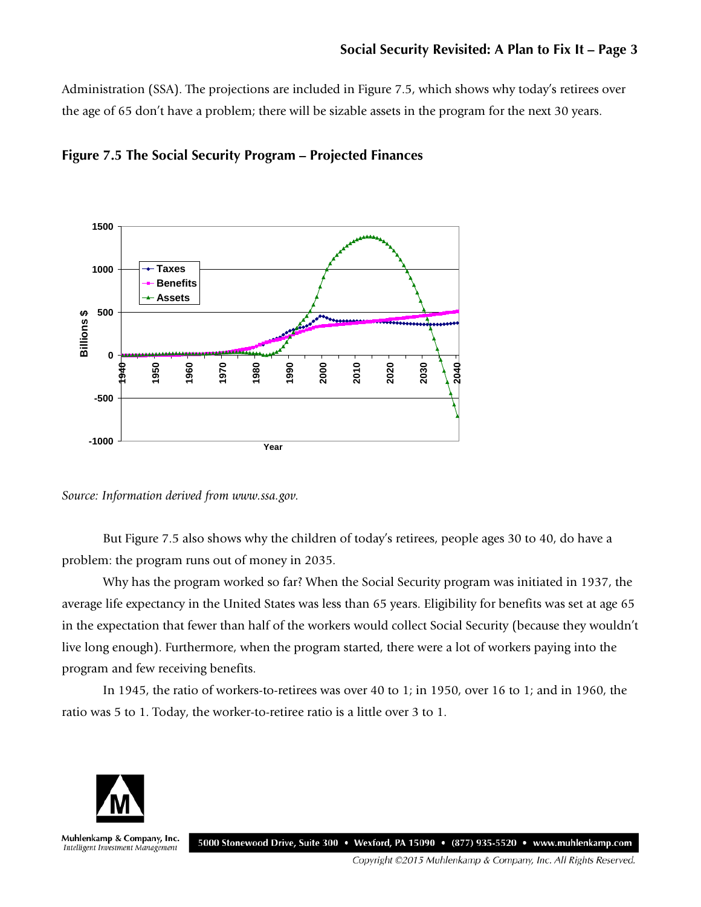Administration (SSA). The projections are included in Figure 7.5, which shows why today's retirees over the age of 65 don't have a problem; there will be sizable assets in the program for the next 30 years.

**Figure 7.5 The Social Security Program – Projected Finances**

*Source: Information derived from www.ssa.gov.*

But Figure 7.5 also shows why the children of today's retirees, people ages 30 to 40, do have a problem: the program runs out of money in 2035.

Why has the program worked so far? When the Social Security program was initiated in 1937, the average life expectancy in the United States was less than 65 years. Eligibility for benefits was set at age 65 in the expectation that fewer than half of the workers would collect Social Security (because they wouldn't live long enough). Furthermore, when the program started, there were a lot of workers paying into the program and few receiving benefits.

In 1945, the ratio of workers-to-retirees was over 40 to 1; in 1950, over 16 to 1; and in 1960, the ratio was 5 to 1. Today, the worker-to-retiree ratio is a little over 3 to 1.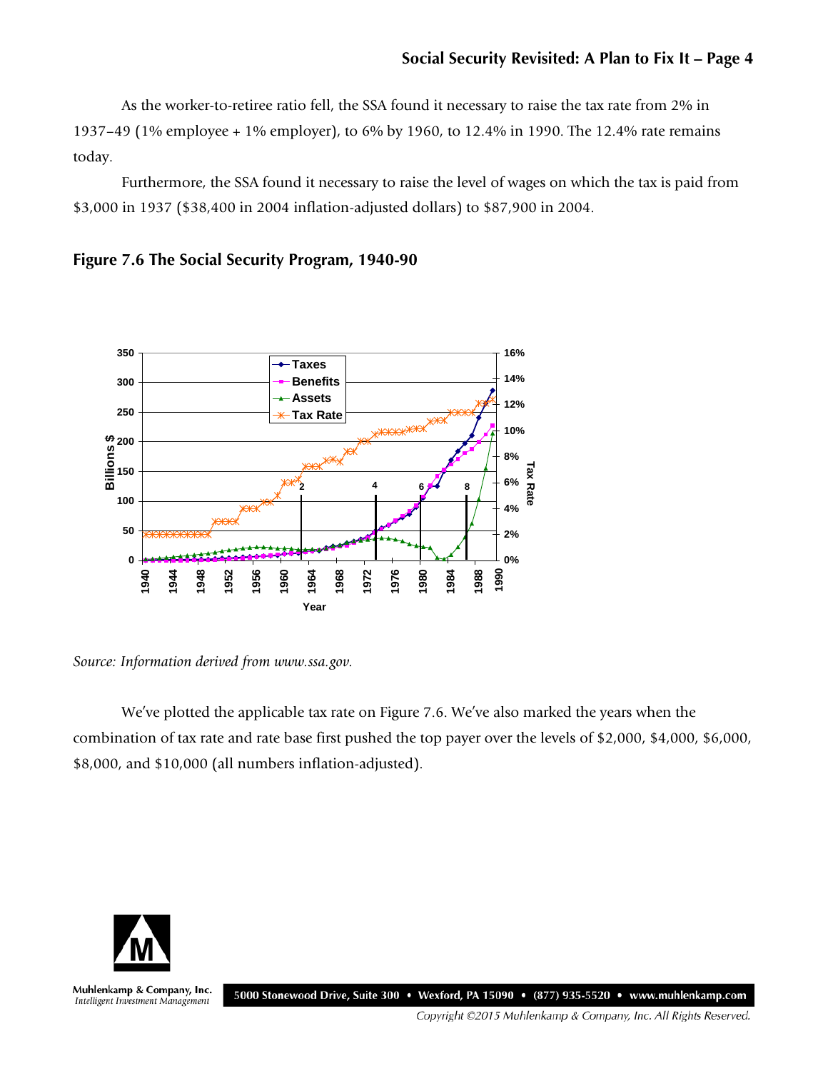As the worker-to-retiree ratio fell, the SSA found it necessary to raise the tax rate from 2% in 1937–49 (1% employee + 1% employer), to 6% by 1960, to 12.4% in 1990. The 12.4% rate remains today.

Furthermore, the SSA found it necessary to raise the level of wages on which the tax is paid from \$3,000 in 1937 (\$38,400 in 2004 inflation-adjusted dollars) to \$87,900 in 2004.

### Figure 7.6 The Social Security Program, 1940-90

*Source: Information derived from www.ssa.gov.*

We've plotted the applicable tax rate on Figure 7.6. We've also marked the years when the combination of tax rate and rate base first pushed the top payer over the levels of \$2,000, \$4,000, \$6,000, \$8,000, and \$10,000 (all numbers inflation-adjusted).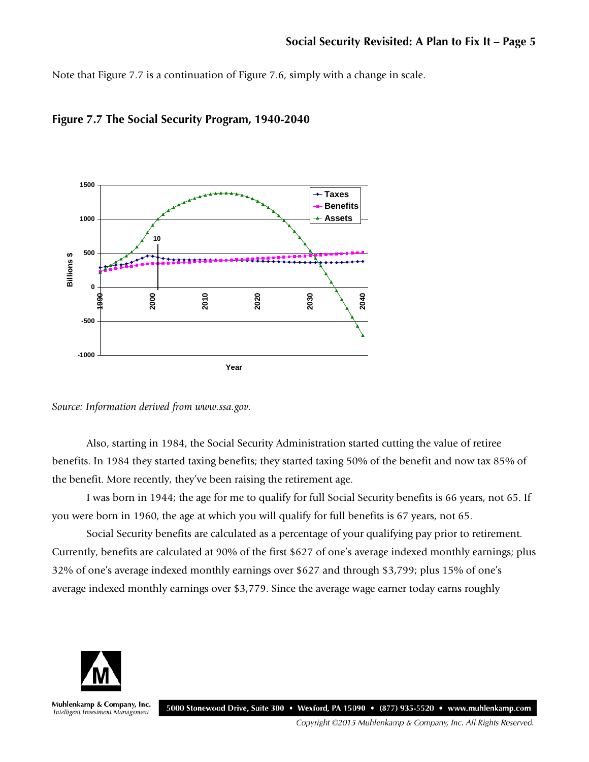Note that Figure 7.7 is a continuation of Figure 7.6, simply with a change in scale.

**Figure 7.7 The Social Security Program, 1940-2040**

*Source: Information derived from www.ssa.gov.*

Also, starting in 1984, the Social Security Administration started cutting the value of retiree benefits. In 1984 they started taxing benefits; they started taxing 50% of the benefit and now tax 85% of the benefit. More recently, they've been raising the retirement age.

I was born in 1944; the age for me to qualify for full Social Security benefits is 66 years, not 65. If you were born in 1960, the age at which you will qualify for full benefits is 67 years, not 65.

Social Security benefits are calculated as a percentage of your qualifying pay prior to retirement. Currently, benefits are calculated at 90% of the first $627 of one's average indexed monthly earnings; plus 32% of one's average indexed monthly earnings over $627 and through $3,799; plus 15% of one's average indexed monthly earnings over $3,779. Since the average wage earner today earns roughly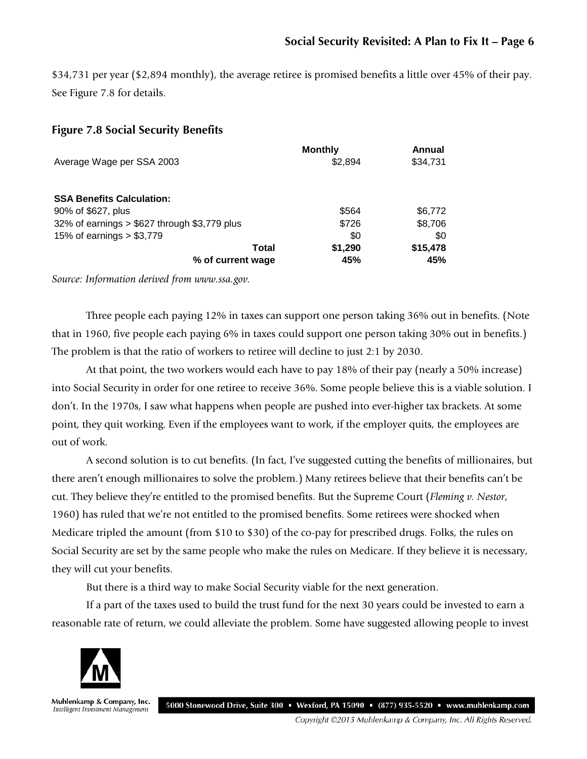$34,731 per year ($2,894 monthly), the average retiree is promised benefits a little over 45% of their pay. See Figure 7.8 for details.

### Figure 7.8 Social Security Benefits

| | Monthly | Annual |
|---|---|---|
| Average Wage per SSA 2003 | $2,894 | $34,731 |
| | | |
| **SSA Benefits Calculation:** | | |
| 90% of $627, plus | $564 | $6,772 |
| 32% of earnings > $627 through $3,779 plus | $726 | $8,706 |
| 15% of earnings > $3,779 | $0 | $0 |
| **Total** | **$1,290** | **$15,478** |
| **% of current wage** | **45%** | **45%** |

*Source: Information derived from www.ssa.gov.*

Three people each paying 12% in taxes can support one person taking 36% out in benefits. (Note that in 1960, five people each paying 6% in taxes could support one person taking 30% out in benefits.) The problem is that the ratio of workers to retiree will decline to just 2:1 by 2030.

At that point, the two workers would each have to pay 18% of their pay (nearly a 50% increase) into Social Security in order for one retiree to receive 36%. Some people believe this is a viable solution. I don't. In the 1970s, I saw what happens when people are pushed into ever-higher tax brackets. At some point, they quit working. Even if the employees want to work, if the employer quits, the employees are out of work.

A second solution is to cut benefits. (In fact, I've suggested cutting the benefits of millionaires, but there aren't enough millionaires to solve the problem.) Many retirees believe that their benefits can't be cut. They believe they're entitled to the promised benefits. But the Supreme Court (*Fleming v. Nestor*, 1960) has ruled that we're not entitled to the promised benefits. Some retirees were shocked when Medicare tripled the amount (from $10 to $30) of the co-pay for prescribed drugs. Folks, the rules on Social Security are set by the same people who make the rules on Medicare. If they believe it is necessary, they will cut your benefits.

But there is a third way to make Social Security viable for the next generation.

If a part of the taxes used to build the trust fund for the next 30 years could be invested to earn a reasonable rate of return, we could alleviate the problem. Some have suggested allowing people to invest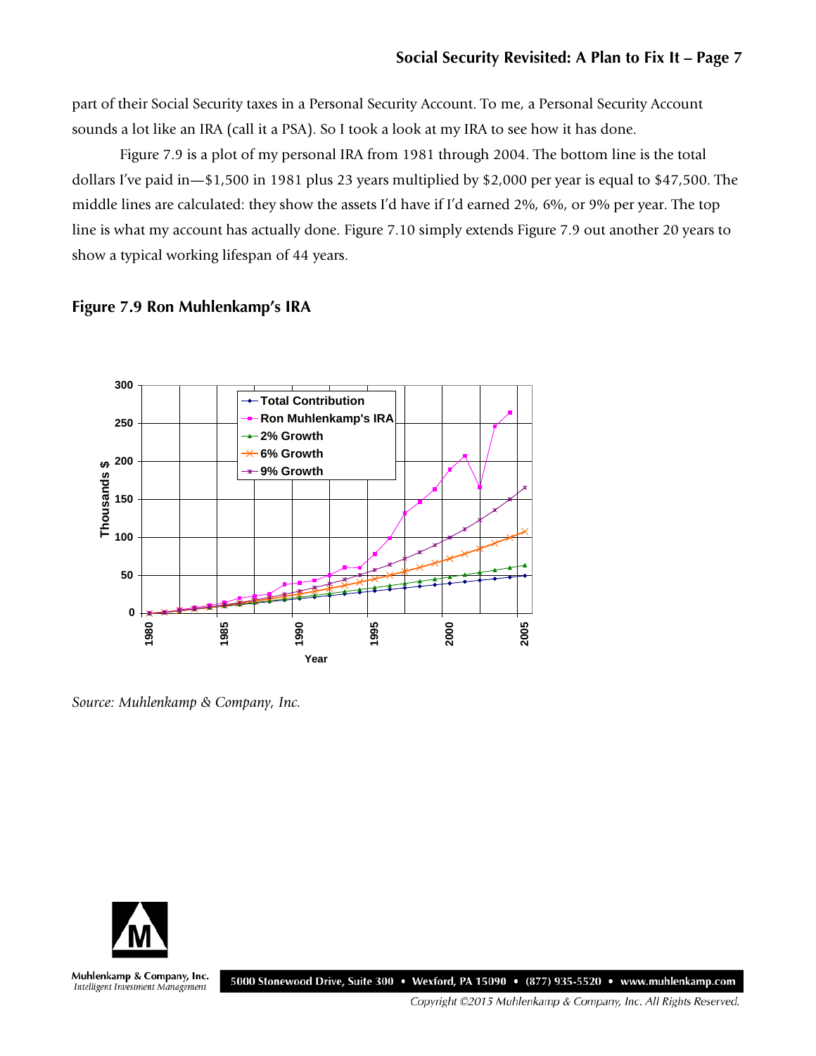part of their Social Security taxes in a Personal Security Account. To me, a Personal Security Account sounds a lot like an IRA (call it a PSA). So I took a look at my IRA to see how it has done.

Figure 7.9 is a plot of my personal IRA from 1981 through 2004. The bottom line is the total dollars I've paid in—$1,500 in 1981 plus 23 years multiplied by $2,000 per year is equal to $47,500. The middle lines are calculated: they show the assets I'd have if I'd earned 2%, 6%, or 9% per year. The top line is what my account has actually done. Figure 7.10 simply extends Figure 7.9 out another 20 years to show a typical working lifespan of 44 years.

### Figure 7.9 Ron Muhlenkamp's IRA

*Source: Muhlenkamp & Company, Inc.*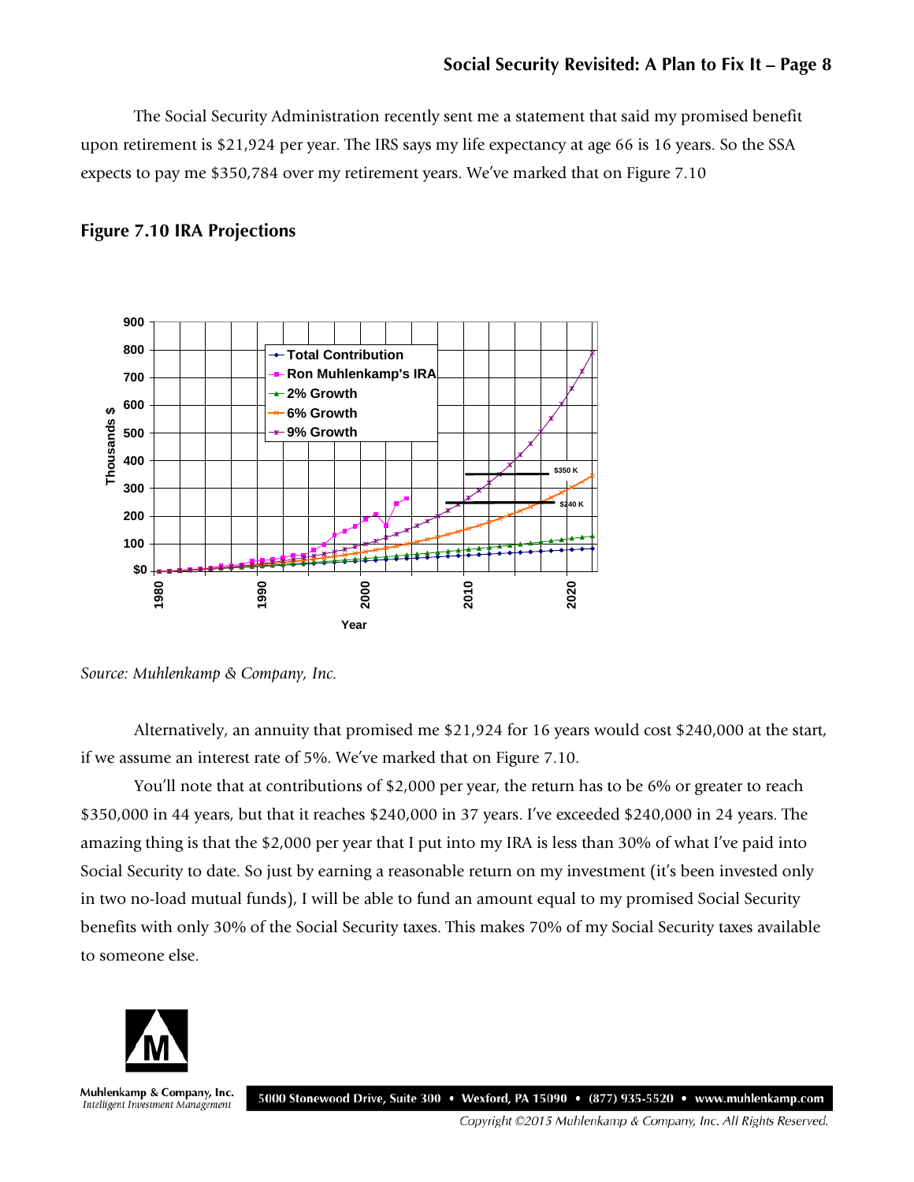The Social Security Administration recently sent me a statement that said my promised benefit upon retirement is $21,924 per year. The IRS says my life expectancy at age 66 is 16 years. So the SSA expects to pay me $350,784 over my retirement years. We've marked that on Figure 7.10

**Figure 7.10 IRA Projections**

*Source: Muhlenkamp & Company, Inc.*

Alternatively, an annuity that promised me $21,924 for 16 years would cost $240,000 at the start, if we assume an interest rate of 5%. We've marked that on Figure 7.10.

You'll note that at contributions of $2,000 per year, the return has to be 6% or greater to reach $350,000 in 44 years, but that it reaches $240,000 in 37 years. I've exceeded $240,000 in 24 years. The amazing thing is that the $2,000 per year that I put into my IRA is less than 30% of what I've paid into Social Security to date. So just by earning a reasonable return on my investment (it's been invested only in two no-load mutual funds), I will be able to fund an amount equal to my promised Social Security benefits with only 30% of the Social Security taxes. This makes 70% of my Social Security taxes available to someone else.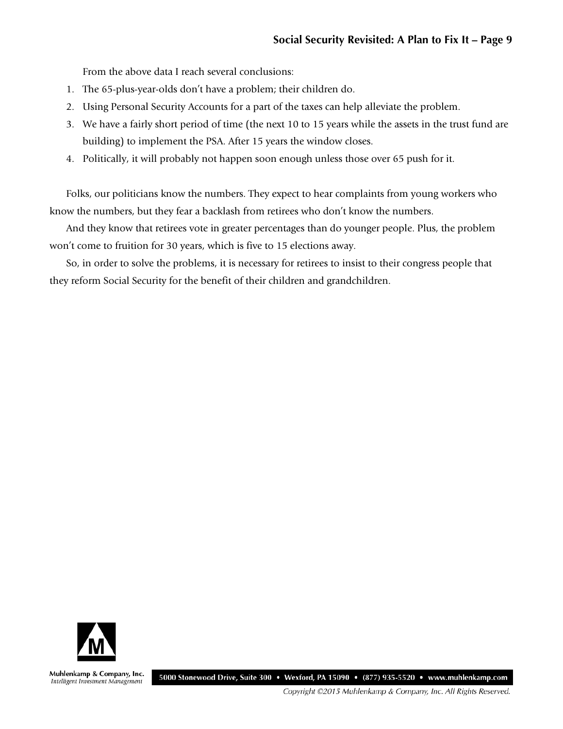From the above data I reach several conclusions:

1. The 65-plus-year-olds don't have a problem; their children do.
2. Using Personal Security Accounts for a part of the taxes can help alleviate the problem.
3. We have a fairly short period of time (the next 10 to 15 years while the assets in the trust fund are building) to implement the PSA. After 15 years the window closes.
4. Politically, it will probably not happen soon enough unless those over 65 push for it.

Folks, our politicians know the numbers. They expect to hear complaints from young workers who know the numbers, but they fear a backlash from retirees who don't know the numbers.

And they know that retirees vote in greater percentages than do younger people. Plus, the problem won't come to fruition for 30 years, which is five to 15 elections away.

So, in order to solve the problems, it is necessary for retirees to insist to their congress people that they reform Social Security for the benefit of their children and grandchildren.